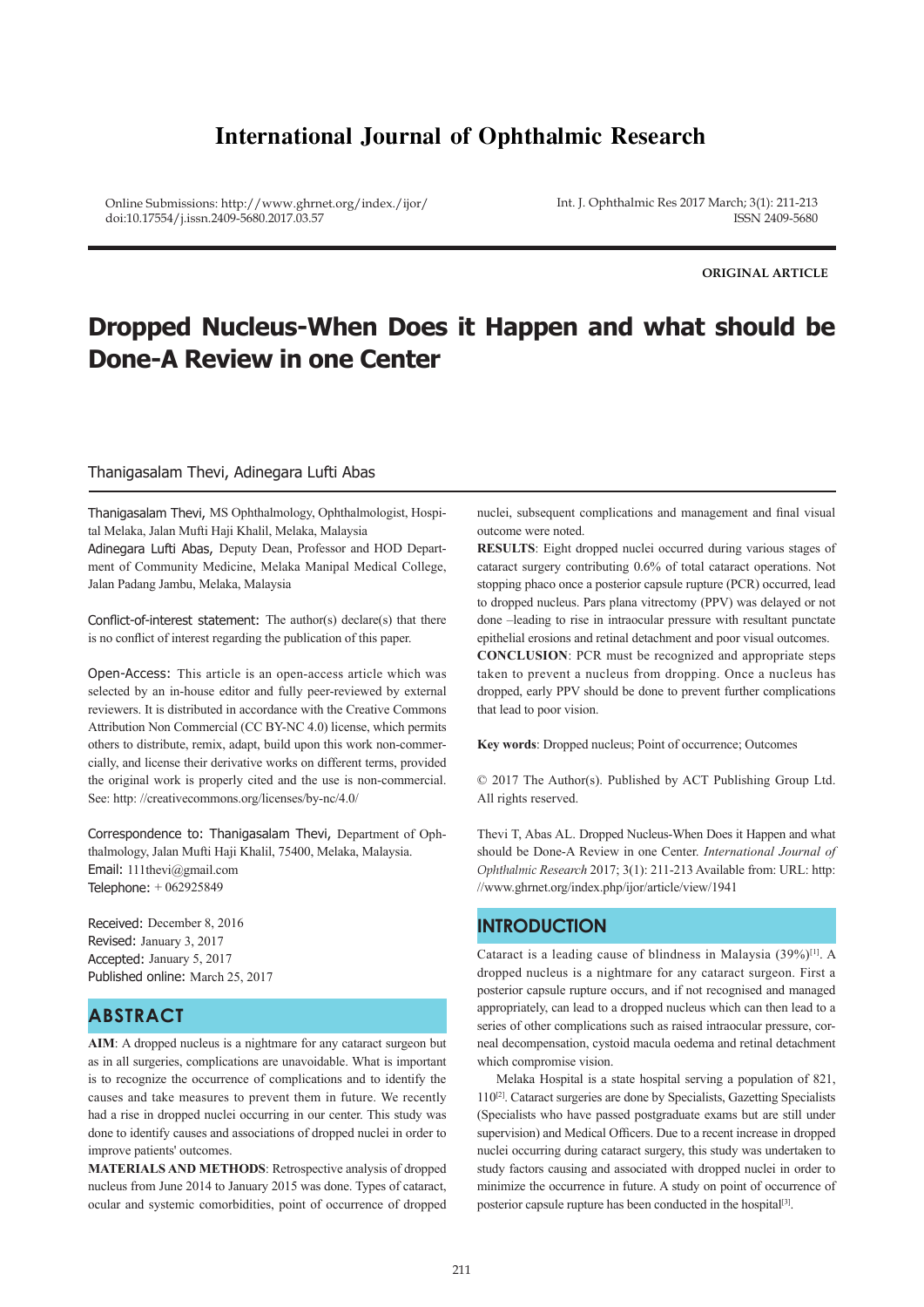# International Journal of Ophthalmic Research

Online Submissions: http://www.ghrnet.org/index./ijor/
doi:10.17554/j.issn.2409-5680.2017.03.57

Int. J. Ophthalmic Res 2017 March; 3(1): 211-213
ISSN 2409-5680

**ORIGINAL ARTICLE**

# Dropped Nucleus-When Does it Happen and what should be Done-A Review in one Center

Thanigasalam Thevi, Adinegara Lufti Abas

Thanigasalam Thevi, MS Ophthalmology, Ophthalmologist, Hospital Melaka, Jalan Mufti Haji Khalil, Melaka, Malaysia
Adinegara Lufti Abas, Deputy Dean, Professor and HOD Department of Community Medicine, Melaka Manipal Medical College, Jalan Padang Jambu, Melaka, Malaysia

Conflict-of-interest statement: The author(s) declare(s) that there is no conflict of interest regarding the publication of this paper.

Open-Access: This article is an open-access article which was selected by an in-house editor and fully peer-reviewed by external reviewers. It is distributed in accordance with the Creative Commons Attribution Non Commercial (CC BY-NC 4.0) license, which permits others to distribute, remix, adapt, build upon this work non-commercially, and license their derivative works on different terms, provided the original work is properly cited and the use is non-commercial. See: http: //creativecommons.org/licenses/by-nc/4.0/

Correspondence to: Thanigasalam Thevi, Department of Ophthalmology, Jalan Mufti Haji Khalil, 75400, Melaka, Malaysia.
Email: 111thevi@gmail.com
Telephone: + 062925849

Received: December 8, 2016
Revised: January 3, 2017
Accepted: January 5, 2017
Published online: March 25, 2017

## ABSTRACT

**AIM**: A dropped nucleus is a nightmare for any cataract surgeon but as in all surgeries, complications are unavoidable. What is important is to recognize the occurrence of complications and to identify the causes and take measures to prevent them in future. We recently had a rise in dropped nuclei occurring in our center. This study was done to identify causes and associations of dropped nuclei in order to improve patients' outcomes.

**MATERIALS AND METHODS**: Retrospective analysis of dropped nucleus from June 2014 to January 2015 was done. Types of cataract, ocular and systemic comorbidities, point of occurrence of dropped nuclei, subsequent complications and management and final visual outcome were noted.

**RESULTS**: Eight dropped nuclei occurred during various stages of cataract surgery contributing 0.6% of total cataract operations. Not stopping phaco once a posterior capsule rupture (PCR) occurred, lead to dropped nucleus. Pars plana vitrectomy (PPV) was delayed or not done –leading to rise in intraocular pressure with resultant punctate epithelial erosions and retinal detachment and poor visual outcomes.

**CONCLUSION**: PCR must be recognized and appropriate steps taken to prevent a nucleus from dropping. Once a nucleus has dropped, early PPV should be done to prevent further complications that lead to poor vision.

**Key words**: Dropped nucleus; Point of occurrence; Outcomes

© 2017 The Author(s). Published by ACT Publishing Group Ltd. All rights reserved.

Thevi T, Abas AL. Dropped Nucleus-When Does it Happen and what should be Done-A Review in one Center. *International Journal of Ophthalmic Research* 2017; 3(1): 211-213 Available from: URL: http: //www.ghrnet.org/index.php/ijor/article/view/1941

## INTRODUCTION

Cataract is a leading cause of blindness in Malaysia (39%)[1]. A dropped nucleus is a nightmare for any cataract surgeon. First a posterior capsule rupture occurs, and if not recognised and managed appropriately, can lead to a dropped nucleus which can then lead to a series of other complications such as raised intraocular pressure, corneal decompensation, cystoid macula oedema and retinal detachment which compromise vision.

Melaka Hospital is a state hospital serving a population of 821, 110[2]. Cataract surgeries are done by Specialists, Gazetting Specialists (Specialists who have passed postgraduate exams but are still under supervision) and Medical Officers. Due to a recent increase in dropped nuclei occurring during cataract surgery, this study was undertaken to study factors causing and associated with dropped nuclei in order to minimize the occurrence in future. A study on point of occurrence of posterior capsule rupture has been conducted in the hospital[3].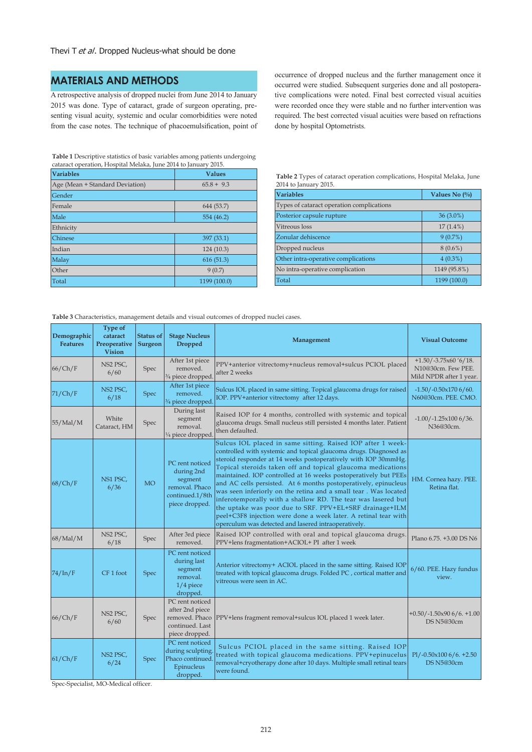## MATERIALS AND METHODS

A retrospective analysis of dropped nuclei from June 2014 to January 2015 was done. Type of cataract, grade of surgeon operating, presenting visual acuity, systemic and ocular comorbidities were noted from the case notes. The technique of phacoemulsification, point of occurrence of dropped nucleus and the further management once it occurred were studied. Subsequent surgeries done and all postoperative complications were noted. Final best corrected visual acuities were recorded once they were stable and no further intervention was required. The best corrected visual acuities were based on refractions done by hospital Optometrists.

**Table 1** Descriptive statistics of basic variables among patients undergoing cataract operation, Hospital Melaka, June 2014 to January 2015.

| Variables | Values |
|---|---|
| Age (Mean + Standard Deviation) | 65.8 + 9.3 |
| Gender | |
| Female | 644 (53.7) |
| Male | 554 (46.2) |
| Ethnicity | |
| Chinese | 397 (33.1) |
| Indian | 124 (10.3) |
| Malay | 616 (51.3) |
| Other | 9 (0.7) |
| Total | 1199 (100.0) |

**Table 2** Types of cataract operation complications, Hospital Melaka, June 2014 to January 2015.

| Variables | Values No (%) |
|---|---|
| Types of cataract operation complications | |
| Posterior capsule rupture | 36 (3.0%) |
| Vitreous loss | 17 (1.4%) |
| Zonular dehiscence | 9 (0.7%) |
| Dropped nucleus | 8 (0.6%) |
| Other intra-operative complications | 4 (0.3%) |
| No intra-operative complication | 1149 (95.8%) |
| Total | 1199 (100.0) |

**Table 3** Characteristics, management details and visual outcomes of dropped nuclei cases.

| Demographic Features | Type of cataract Preoperative Vision | Status of Surgeon | Stage Nucleus Dropped | Management | Visual Outcome |
|---|---|---|---|---|---|
| 66/Ch/F | NS2 PSC, 6/60 | Spec | After 1st piece removed. ¾ piece dropped. | PPV+anterior vitrectomy+nucleus removal+sulcus PCIOL placed after 2 weeks | +1.50/-3.75x60 '6/18. N10@30cm. Few PEE. Mild NPDR after 1 year. |
| 71/Ch/F | NS2 PSC, 6/18 | Spec | After 1st piece removed. ¾ piece dropped. | Sulcus IOL placed in same sitting. Topical glaucoma drugs for raised IOP. PPV+anterior vitrectomy after 12 days. | -1.50/-0.50x170 6/60. N60@30cm. PEE. CMO. |
| 55/Mal/M | White Cataract, HM | Spec | During last segment removal. ¼ piece dropped. | Raised IOP for 4 months, controlled with systemic and topical glaucoma drugs. Small nucleus still persisted 4 months later. Patient then defaulted. | -1.00/-1.25x100 6/36. N36@30cm. |
| 68/Ch/F | NS1 PSC, 6/36 | MO | PC rent noticed during 2nd segment removal. Phaco continued.1/8th piece dropped. | Sulcus IOL placed in same sitting. Raised IOP after 1 week-controlled with systemic and topical glaucoma drugs. Diagnosed as steroid responder at 14 weeks postoperatively with IOP 30mmHg. Topical steroids taken off and topical glaucoma medications maintained. IOP controlled at 16 weeks postoperatively but PEEs and AC cells persisted. At 6 months postoperatively, epinucleus was seen inferiorly on the retina and a small tear . Was located inferotemporally with a shallow RD. The tear was lasered but the uptake was poor due to SRF. PPV+EL+SRF drainage+ILM peel+C3F8 injection were done a week later. A retinal tear with operculum was detected and lasered intraoperatively. | HM. Cornea hazy. PEE. Retina flat. |
| 68/Mal/M | NS2 PSC, 6/18 | Spec | After 3rd piece removed. | Raised IOP controlled with oral and topical glaucoma drugs. PPV+lens fragmentation+ACIOL+ PI after 1 week | Plano 6.75. +3.00 DS N6 |
| 74/In/F | CF 1 foot | Spec | PC rent noticed during last segment removal. 1/4 piece dropped. | Anterior vitrectomy+ ACIOL placed in the same sitting. Raised IOP treated with topical glaucoma drugs. Folded PC , cortical matter and vitreous were seen in AC. | 6/60. PEE. Hazy fundus view. |
| 66/Ch/F | NS2 PSC, 6/60 | Spec | PC rent noticed after 2nd piece removed. Phaco continued. Last piece dropped. | PPV+lens fragment removal+sulcus IOL placed 1 week later. | +0.50/-1.50x90 6/6. +1.00 DS N5@30cm |
| 61/Ch/F | NS2 PSC, 6/24 | Spec | PC rent noticed during sculpting. Phaco continued. Epinucleus dropped. | Sulcus PCIOL placed in the same sitting. Raised IOP treated with topical glaucoma medications. PPV+epinucelus removal+cryotherapy done after 10 days. Multiple small retinal tears were found. | Pl/-0.50x100 6/6. +2.50 DS N5@30cm |

Spec-Specialist, MO-Medical officer.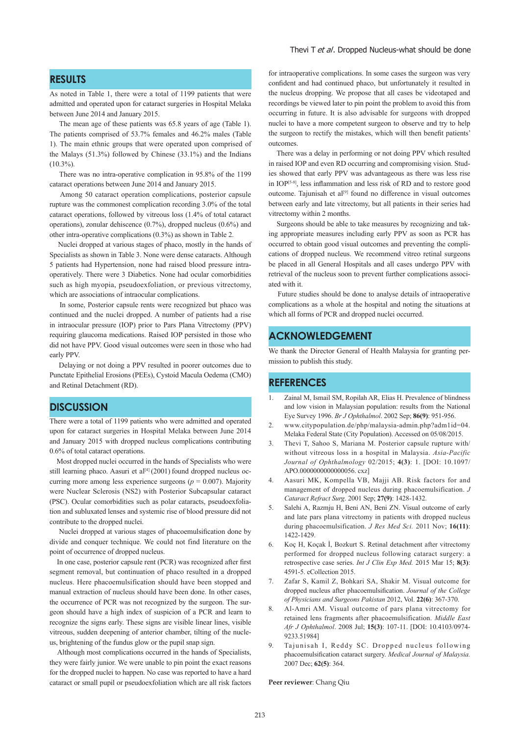## RESULTS

As noted in Table 1, there were a total of 1199 patients that were admitted and operated upon for cataract surgeries in Hospital Melaka between June 2014 and January 2015.

The mean age of these patients was 65.8 years of age (Table 1). The patients comprised of 53.7% females and 46.2% males (Table 1). The main ethnic groups that were operated upon comprised of the Malays (51.3%) followed by Chinese (33.1%) and the Indians (10.3%).

There was no intra-operative complication in 95.8% of the 1199 cataract operations between June 2014 and January 2015.

Among 50 cataract operation complications, posterior capsule rupture was the commonest complication recording 3.0% of the total cataract operations, followed by vitreous loss (1.4% of total cataract operations), zonular dehiscence (0.7%), dropped nucleus (0.6%) and other intra-operative complications (0.3%) as shown in Table 2.

Nuclei dropped at various stages of phaco, mostly in the hands of Specialists as shown in Table 3. None were dense cataracts. Although 5 patients had Hypertension, none had raised blood pressure intra-operatively. There were 3 Diabetics. None had ocular comorbidities such as high myopia, pseudoexfoliation, or previous vitrectomy, which are associations of intraocular complications.

In some, Posterior capsule rents were recognized but phaco was continued and the nuclei dropped. A number of patients had a rise in intraocular pressure (IOP) prior to Pars Plana Vitrectomy (PPV) requiring glaucoma medications. Raised IOP persisted in those who did not have PPV. Good visual outcomes were seen in those who had early PPV.

Delaying or not doing a PPV resulted in poorer outcomes due to Punctate Epithelial Erosions (PEEs), Cystoid Macula Oedema (CMO) and Retinal Detachment (RD).

## DISCUSSION

There were a total of 1199 patients who were admitted and operated upon for cataract surgeries in Hospital Melaka between June 2014 and January 2015 with dropped nucleus complications contributing 0.6% of total cataract operations.

Most dropped nuclei occurred in the hands of Specialists who were still learning phaco. Aasuri et al[4] (2001) found dropped nucleus occurring more among less experience surgeons ($p = 0.007$). Majority were Nuclear Sclerosis (NS2) with Posterior Subcapsular cataract (PSC). Ocular comorbidities such as polar cataracts, pseudoexfoliation and subluxated lenses and systemic rise of blood pressure did not contribute to the dropped nuclei.

Nuclei dropped at various stages of phacoemulsification done by divide and conquer technique. We could not find literature on the point of occurrence of dropped nucleus.

In one case, posterior capsule rent (PCR) was recognized after first segment removal, but continuation of phaco resulted in a dropped nucleus. Here phacoemulsification should have been stopped and manual extraction of nucleus should have been done. In other cases, the occurrence of PCR was not recognized by the surgeon. The surgeon should have a high index of suspicion of a PCR and learn to recognize the signs early. These signs are visible linear lines, visible vitreous, sudden deepening of anterior chamber, tilting of the nucleus, brightening of the fundus glow or the pupil snap sign.

Although most complications occurred in the hands of Specialists, they were fairly junior. We were unable to pin point the exact reasons for the dropped nuclei to happen. No case was reported to have a hard cataract or small pupil or pseudoexfoliation which are all risk factors for intraoperative complications. In some cases the surgeon was very confident and had continued phaco, but unfortunately it resulted in the nucleus dropping. We propose that all cases be videotaped and recordings be viewed later to pin point the problem to avoid this from occurring in future. It is also advisable for surgeons with dropped nuclei to have a more competent surgeon to observe and try to help the surgeon to rectify the mistakes, which will then benefit patients' outcomes.

There was a delay in performing or not doing PPV which resulted in raised IOP and even RD occurring and compromising vision. Studies showed that early PPV was advantageous as there was less rise in IOP[5-8], less inflammation and less risk of RD and to restore good outcome. Tajunisah et al[9] found no difference in visual outcomes between early and late vitrectomy, but all patients in their series had vitrectomy within 2 months.

Surgeons should be able to take measures by recognizing and taking appropriate measures including early PPV as soon as PCR has occurred to obtain good visual outcomes and preventing the complications of dropped nucleus. We recommend vitreo retinal surgeons be placed in all General Hospitals and all cases undergo PPV with retrieval of the nucleus soon to prevent further complications associated with it.

Future studies should be done to analyse details of intraoperative complications as a whole at the hospital and noting the situations at which all forms of PCR and dropped nuclei occurred.

## ACKNOWLEDGEMENT

We thank the Director General of Health Malaysia for granting permission to publish this study.

## REFERENCES

1. Zainal M, Ismail SM, Ropilah AR, Elias H. Prevalence of blindness and low vision in Malaysian population: results from the National Eye Survey 1996. *Br J Ophthalmol*. 2002 Sep; **86(9)**: 951-956.
2. www.citypopulation.de/php/malaysia-admin.php?adm1id=04. Melaka Federal State (City Population). Accessed on 05/08/2015.
3. Thevi T, Sahoo S, Mariana M. Posterior capsule rupture with/without vitreous loss in a hospital in Malaysia. *Asia-Pacific Journal of Ophthalmology* 02/2015; **4(3)**: 1. [DOI: 10.1097/APO.0000000000000056. cxz]
4. Aasuri MK, Kompella VB, Majji AB. Risk factors for and management of dropped nucleus during phacoemulsification. *J Cataract Refract Surg*. 2001 Sep; **27(9)**: 1428-1432.
5. Salehi A, Razmju H, Beni AN, Beni ZN. Visual outcome of early and late pars plana vitrectomy in patients with dropped nucleus during phacoemulsification. *J Res Med Sci.* 2011 Nov; **16(11)**: 1422-1429.
6. Koç H, Koçak İ, Bozkurt S. Retinal detachment after vitrectomy performed for dropped nucleus following cataract surgery: a retrospective case series. *Int J Clin Exp Med.* 2015 Mar 15; **8(3)**: 4591-5. eCollection 2015.
7. Zafar S, Kamil Z, Bohkari SA, Shakir M. Visual outcome for dropped nucleus after phacoemulsification. *Journal of the College of Physicians and Surgeons Pakistan* 2012, Vol. **22(6)**: 367-370.
8. Al-Amri AM. Visual outcome of pars plana vitrectomy for retained lens fragments after phacoemulsification. *Middle East Afr J Ophthalmol*. 2008 Jul; **15(3)**: 107-11. [DOI: 10.4103/0974-9233.51984]
9. Tajunisah I, Reddy SC. Dropped nucleus following phacoemulsification cataract surgery. *Medical Journal of Malaysia.* 2007 Dec; **62(5)**: 364.

**Peer reviewer**: Chang Qiu